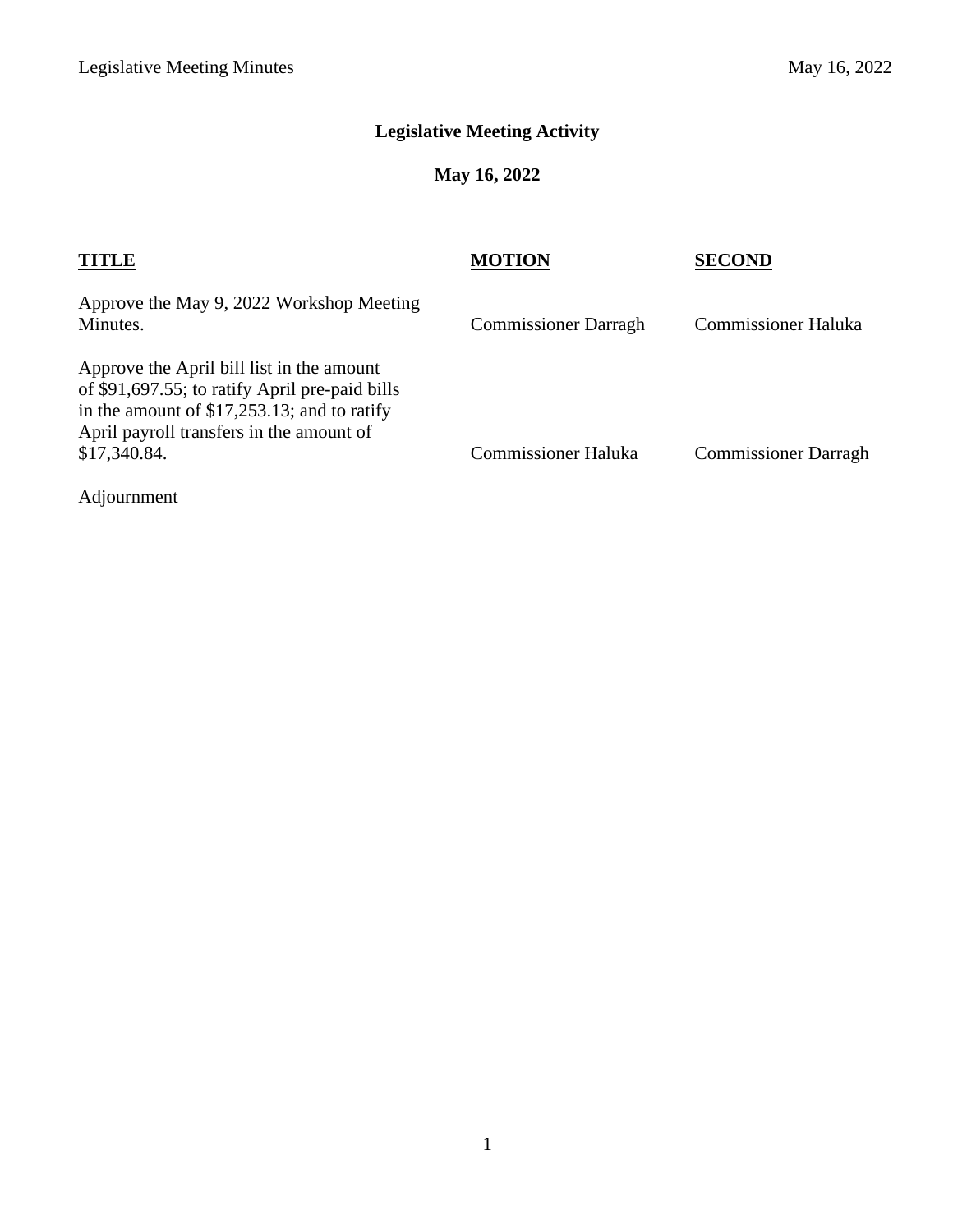# Legislative Meeting Activity

## May 16, 2022

| TITLE | MOTION | SECOND |
| --- | --- | --- |
| Approve the May 9, 2022 Workshop Meeting Minutes. | Commissioner Darragh | Commissioner Haluka |
| Approve the April bill list in the amount of $91,697.55; to ratify April pre-paid bills in the amount of $17,253.13; and to ratify April payroll transfers in the amount of $17,340.84. | Commissioner Haluka | Commissioner Darragh |
| Adjournment | | |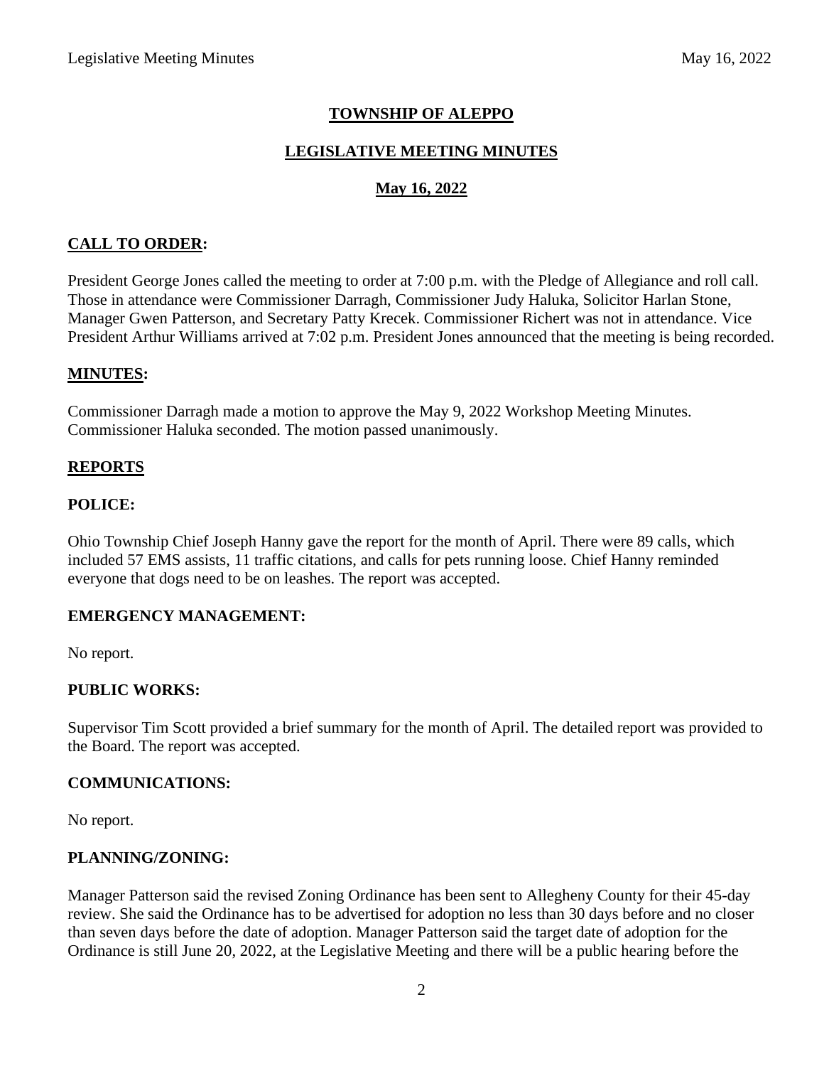# TOWNSHIP OF ALEPPO

## LEGISLATIVE MEETING MINUTES

## May 16, 2022

### CALL TO ORDER:

President George Jones called the meeting to order at 7:00 p.m. with the Pledge of Allegiance and roll call. Those in attendance were Commissioner Darragh, Commissioner Judy Haluka, Solicitor Harlan Stone, Manager Gwen Patterson, and Secretary Patty Krecek. Commissioner Richert was not in attendance. Vice President Arthur Williams arrived at 7:02 p.m. President Jones announced that the meeting is being recorded.

### MINUTES:

Commissioner Darragh made a motion to approve the May 9, 2022 Workshop Meeting Minutes. Commissioner Haluka seconded. The motion passed unanimously.

### REPORTS

#### POLICE:

Ohio Township Chief Joseph Hanny gave the report for the month of April. There were 89 calls, which included 57 EMS assists, 11 traffic citations, and calls for pets running loose. Chief Hanny reminded everyone that dogs need to be on leashes. The report was accepted.

#### EMERGENCY MANAGEMENT:

No report.

#### PUBLIC WORKS:

Supervisor Tim Scott provided a brief summary for the month of April. The detailed report was provided to the Board. The report was accepted.

#### COMMUNICATIONS:

No report.

#### PLANNING/ZONING:

Manager Patterson said the revised Zoning Ordinance has been sent to Allegheny County for their 45-day review. She said the Ordinance has to be advertised for adoption no less than 30 days before and no closer than seven days before the date of adoption. Manager Patterson said the target date of adoption for the Ordinance is still June 20, 2022, at the Legislative Meeting and there will be a public hearing before the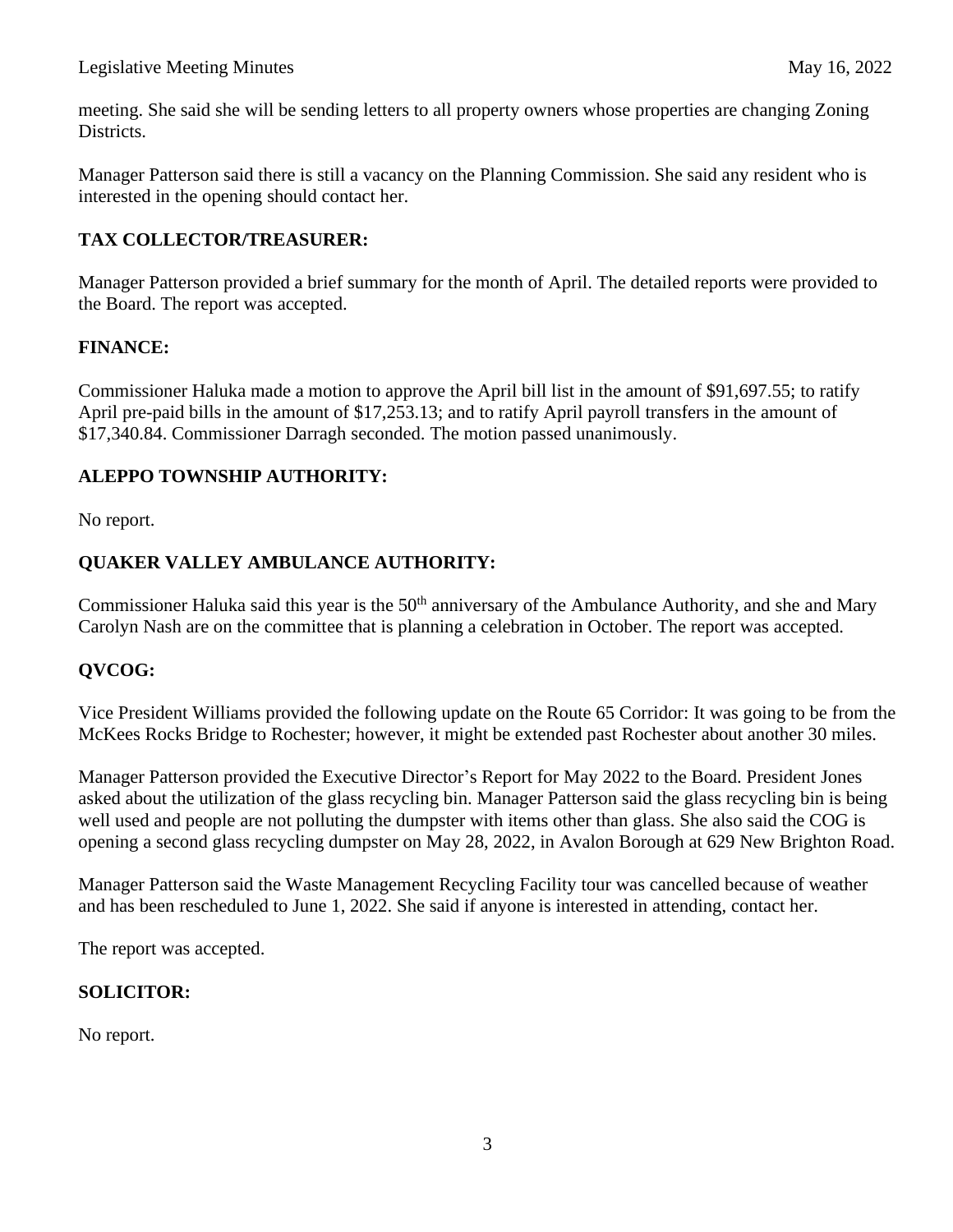meeting. She said she will be sending letters to all property owners whose properties are changing Zoning Districts.

Manager Patterson said there is still a vacancy on the Planning Commission. She said any resident who is interested in the opening should contact her.

## TAX COLLECTOR/TREASURER:

Manager Patterson provided a brief summary for the month of April. The detailed reports were provided to the Board. The report was accepted.

## FINANCE:

Commissioner Haluka made a motion to approve the April bill list in the amount of $91,697.55; to ratify April pre-paid bills in the amount of $17,253.13; and to ratify April payroll transfers in the amount of $17,340.84. Commissioner Darragh seconded. The motion passed unanimously.

## ALEPPO TOWNSHIP AUTHORITY:

No report.

## QUAKER VALLEY AMBULANCE AUTHORITY:

Commissioner Haluka said this year is the 50th anniversary of the Ambulance Authority, and she and Mary Carolyn Nash are on the committee that is planning a celebration in October. The report was accepted.

## QVCOG:

Vice President Williams provided the following update on the Route 65 Corridor: It was going to be from the McKees Rocks Bridge to Rochester; however, it might be extended past Rochester about another 30 miles.

Manager Patterson provided the Executive Director's Report for May 2022 to the Board. President Jones asked about the utilization of the glass recycling bin. Manager Patterson said the glass recycling bin is being well used and people are not polluting the dumpster with items other than glass. She also said the COG is opening a second glass recycling dumpster on May 28, 2022, in Avalon Borough at 629 New Brighton Road.

Manager Patterson said the Waste Management Recycling Facility tour was cancelled because of weather and has been rescheduled to June 1, 2022. She said if anyone is interested in attending, contact her.

The report was accepted.

## SOLICITOR:

No report.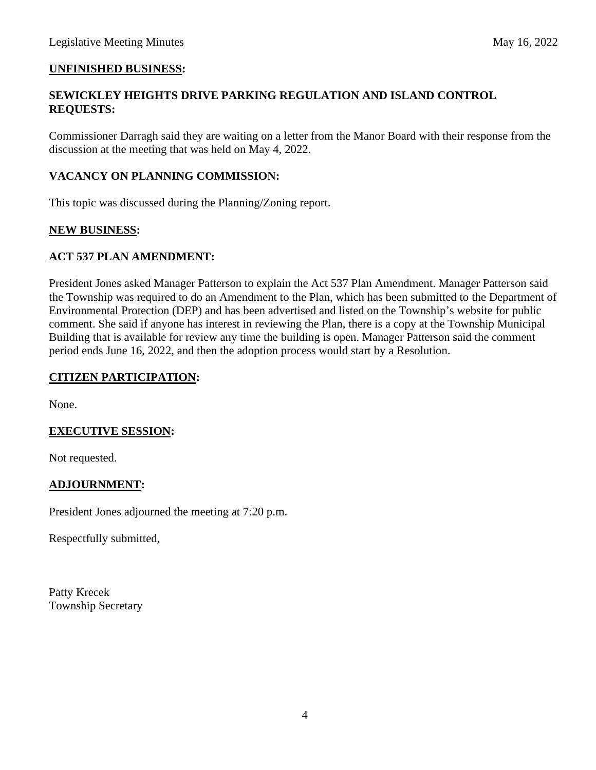## UNFINISHED BUSINESS:

### SEWICKLEY HEIGHTS DRIVE PARKING REGULATION AND ISLAND CONTROL REQUESTS:

Commissioner Darragh said they are waiting on a letter from the Manor Board with their response from the discussion at the meeting that was held on May 4, 2022.

### VACANCY ON PLANNING COMMISSION:

This topic was discussed during the Planning/Zoning report.

## NEW BUSINESS:

### ACT 537 PLAN AMENDMENT:

President Jones asked Manager Patterson to explain the Act 537 Plan Amendment. Manager Patterson said the Township was required to do an Amendment to the Plan, which has been submitted to the Department of Environmental Protection (DEP) and has been advertised and listed on the Township's website for public comment. She said if anyone has interest in reviewing the Plan, there is a copy at the Township Municipal Building that is available for review any time the building is open. Manager Patterson said the comment period ends June 16, 2022, and then the adoption process would start by a Resolution.

## CITIZEN PARTICIPATION:

None.

## EXECUTIVE SESSION:

Not requested.

## ADJOURNMENT:

President Jones adjourned the meeting at 7:20 p.m.

Respectfully submitted,

Patty Krecek
Township Secretary